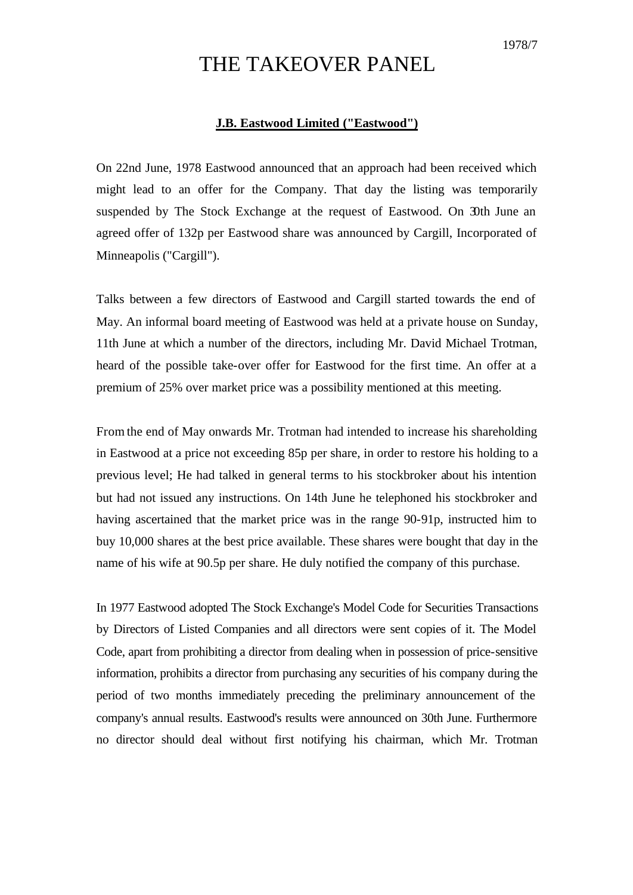1978/7

# THE TAKEOVER PANEL

## J.B. Eastwood Limited ("Eastwood")

On 22nd June, 1978 Eastwood announced that an approach had been received which might lead to an offer for the Company. That day the listing was temporarily suspended by The Stock Exchange at the request of Eastwood. On 30th June an agreed offer of 132p per Eastwood share was announced by Cargill, Incorporated of Minneapolis ("Cargill").

Talks between a few directors of Eastwood and Cargill started towards the end of May. An informal board meeting of Eastwood was held at a private house on Sunday, 11th June at which a number of the directors, including Mr. David Michael Trotman, heard of the possible take-over offer for Eastwood for the first time. An offer at a premium of 25% over market price was a possibility mentioned at this meeting.

From the end of May onwards Mr. Trotman had intended to increase his shareholding in Eastwood at a price not exceeding 85p per share, in order to restore his holding to a previous level; He had talked in general terms to his stockbroker about his intention but had not issued any instructions. On 14th June he telephoned his stockbroker and having ascertained that the market price was in the range 90-91p, instructed him to buy 10,000 shares at the best price available. These shares were bought that day in the name of his wife at 90.5p per share. He duly notified the company of this purchase.

In 1977 Eastwood adopted The Stock Exchange's Model Code for Securities Transactions by Directors of Listed Companies and all directors were sent copies of it. The Model Code, apart from prohibiting a director from dealing when in possession of price-sensitive information, prohibits a director from purchasing any securities of his company during the period of two months immediately preceding the preliminary announcement of the company's annual results. Eastwood's results were announced on 30th June. Furthermore no director should deal without first notifying his chairman, which Mr. Trotman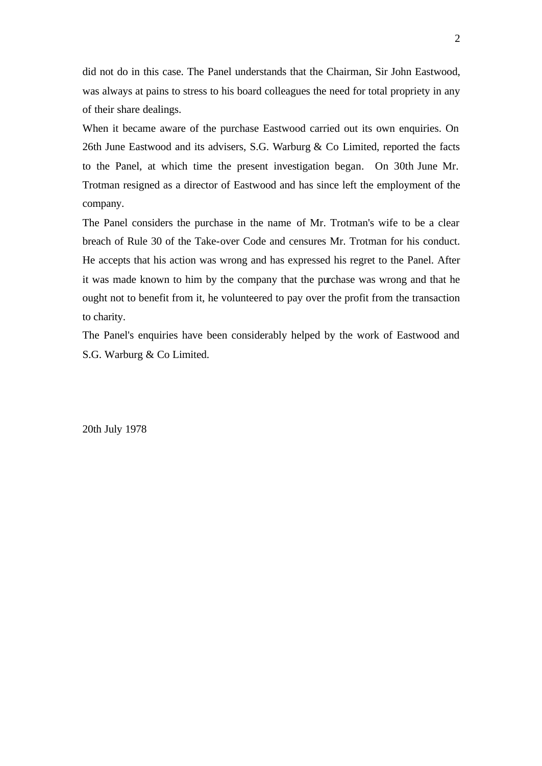did not do in this case. The Panel understands that the Chairman, Sir John Eastwood, was always at pains to stress to his board colleagues the need for total propriety in any of their share dealings.

When it became aware of the purchase Eastwood carried out its own enquiries. On 26th June Eastwood and its advisers, S.G. Warburg & Co Limited, reported the facts to the Panel, at which time the present investigation began. On 30th June Mr. Trotman resigned as a director of Eastwood and has since left the employment of the company.

The Panel considers the purchase in the name of Mr. Trotman's wife to be a clear breach of Rule 30 of the Take-over Code and censures Mr. Trotman for his conduct. He accepts that his action was wrong and has expressed his regret to the Panel. After it was made known to him by the company that the purchase was wrong and that he ought not to benefit from it, he volunteered to pay over the profit from the transaction to charity.

The Panel's enquiries have been considerably helped by the work of Eastwood and S.G. Warburg & Co Limited.

20th July 1978